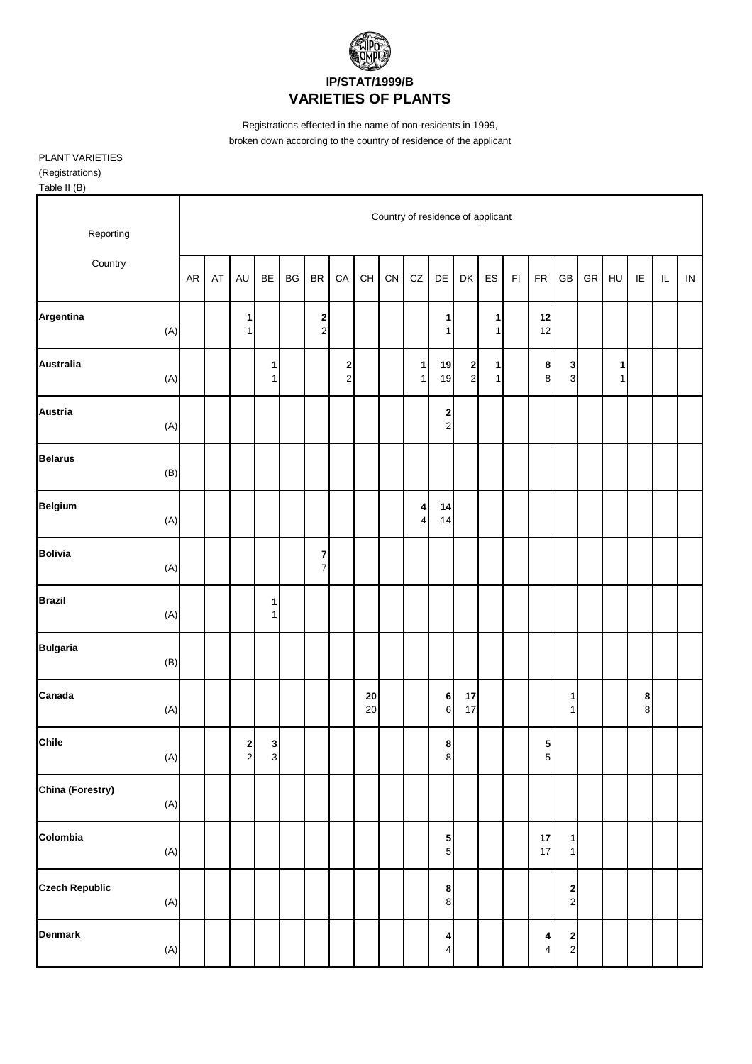# IP/STAT/1999/B
# VARIETIES OF PLANTS

Registrations effected in the name of non-residents in 1999,
broken down according to the country of residence of the applicant

PLANT VARIETIES
(Registrations)
Table II (B)

| Reporting Country | Country of residence of applicant | | | | | | | | | | | | | | | | | | | | |
|---|---|---|---|---|---|---|---|---|---|---|---|---|---|---|---|---|---|---|---|---|---|
| | AR | AT | AU | BE | BG | BR | CA | CH | CN | CZ | DE | DK | ES | FI | FR | GB | GR | HU | IE | IL | IN |
| **Argentina** | | | **1** | | | **2** | | | | | **1** | | **1** | | **12** | | | | | | |
| (A) | | | 1 | | | 2 | | | | | 1 | | 1 | | 12 | | | | | | |
| **Australia** | | | | **1** | | | **2** | | | **1** | **19** | **2** | **1** | | **8** | **3** | | **1** | | | |
| (A) | | | | 1 | | | 2 | | | 1 | 19 | 2 | 1 | | 8 | 3 | | 1 | | | |
| **Austria** | | | | | | | | | | | **2** | | | | | | | | | | |
| (A) | | | | | | | | | | | 2 | | | | | | | | | | |
| **Belarus** | | | | | | | | | | | | | | | | | | | | | |
| (B) | | | | | | | | | | | | | | | | | | | | | |
| **Belgium** | | | | | | | | | | **4** | **14** | | | | | | | | | | |
| (A) | | | | | | | | | | 4 | 14 | | | | | | | | | | |
| **Bolivia** | | | | | | **7** | | | | | | | | | | | | | | | |
| (A) | | | | | | 7 | | | | | | | | | | | | | | | |
| **Brazil** | | | | **1** | | | | | | | | | | | | | | | | | |
| (A) | | | | 1 | | | | | | | | | | | | | | | | | |
| **Bulgaria** | | | | | | | | | | | | | | | | | | | | | |
| (B) | | | | | | | | | | | | | | | | | | | | | |
| **Canada** | | | | | | | | **20** | | | **6** | **17** | | | | **1** | | | **8** | | |
| (A) | | | | | | | | 20 | | | 6 | 17 | | | | 1 | | | 8 | | |
| **Chile** | | | **2** | **3** | | | | | | | **8** | | | | **5** | | | | | | |
| (A) | | | 2 | 3 | | | | | | | 8 | | | | 5 | | | | | | |
| **China (Forestry)** | | | | | | | | | | | | | | | | | | | | | |
| (A) | | | | | | | | | | | | | | | | | | | | | |
| **Colombia** | | | | | | | | | | | **5** | | | | **17** | **1** | | | | | |
| (A) | | | | | | | | | | | 5 | | | | 17 | 1 | | | | | |
| **Czech Republic** | | | | | | | | | | | **8** | | | | | **2** | | | | | |
| (A) | | | | | | | | | | | 8 | | | | | 2 | | | | | |
| **Denmark** | | | | | | | | | | | **4** | | | | **4** | **2** | | | | | |
| (A) | | | | | | | | | | | 4 | | | | 4 | 2 | | | | | |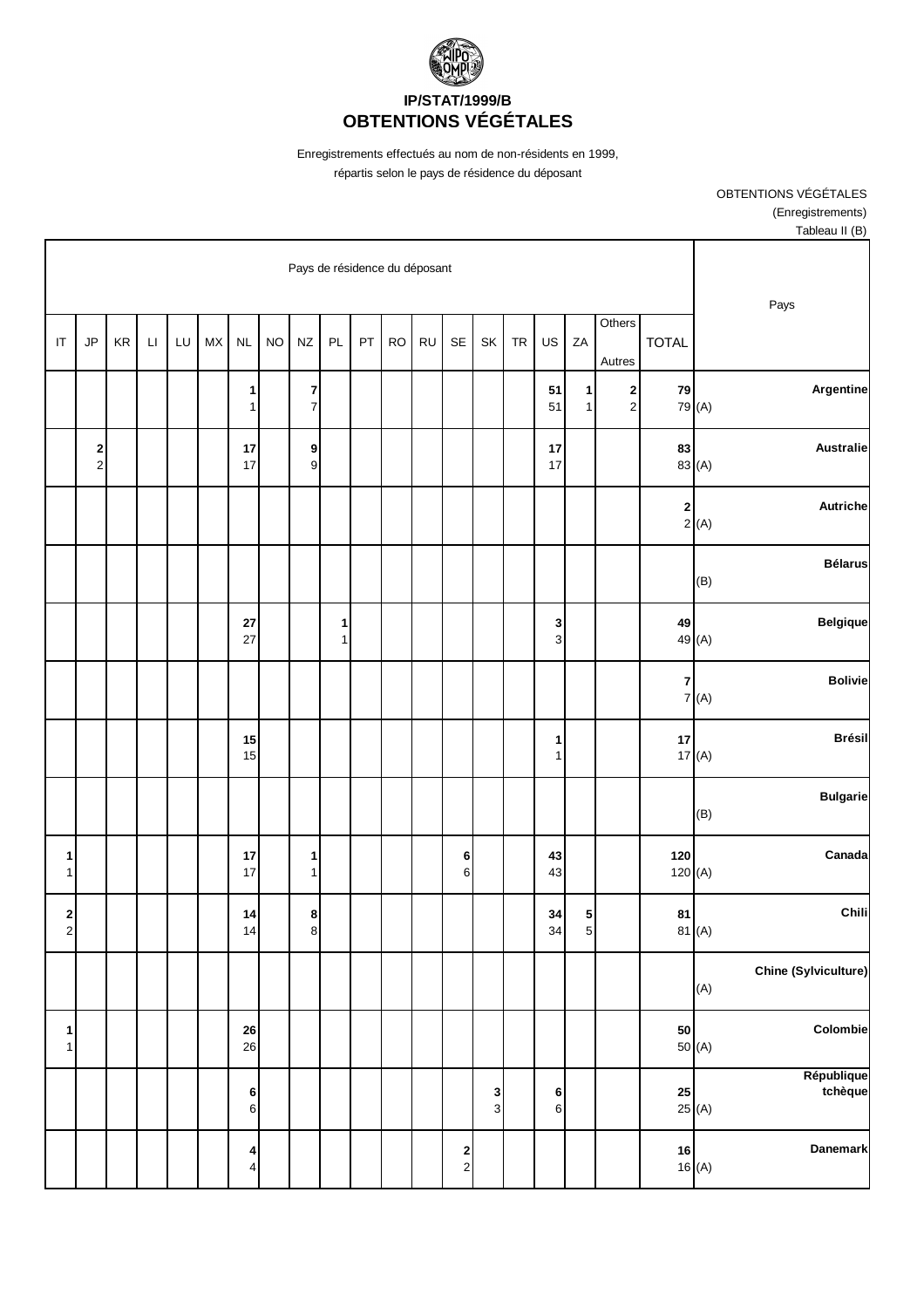# IP/STAT/1999/B
# OBTENTIONS VÉGÉTALES

Enregistrements effectués au nom de non-résidents en 1999, répartis selon le pays de résidence du déposant

OBTENTIONS VÉGÉTALES
(Enregistrements)
Tableau II (B)

| Pays de résidence du déposant | | | | | | | | | | | | | | | | | | | | Pays |
|---|---|---|---|---|---|---|---|---|---|---|---|---|---|---|---|---|---|---|---|---|
| IT | JP | KR | LI | LU | MX | NL | NO | NZ | PL | PT | RO | RU | SE | SK | TR | US | ZA | Others Autres | TOTAL | |
| | | | | | | **1** 1 | | **7** 7 | | | | | | | | **51** 51 | **1** 1 | **2** 2 | **79** 79 | **Argentine** (A) |
| | **2** 2 | | | | | **17** 17 | | **9** 9 | | | | | | | | **17** 17 | | | **83** 83 | **Australie** (A) |
| | | | | | | | | | | | | | | | | | | | **2** 2 | **Autriche** (A) |
| | | | | | | | | | | | | | | | | | | | | **Bélarus** (B) |
| | | | | | | **27** 27 | | | **1** 1 | | | | | | | **3** 3 | | | **49** 49 | **Belgique** (A) |
| | | | | | | | | | | | | | | | | | | | **7** 7 | **Bolivie** (A) |
| | | | | | | **15** 15 | | | | | | | | | | **1** 1 | | | **17** 17 | **Brésil** (A) |
| | | | | | | | | | | | | | | | | | | | | **Bulgarie** (B) |
| **1** 1 | | | | | | **17** 17 | | **1** 1 | | | | | **6** 6 | | | **43** 43 | | | **120** 120 | **Canada** (A) |
| **2** 2 | | | | | | **14** 14 | | **8** 8 | | | | | | | | **34** 34 | **5** 5 | | **81** 81 | **Chili** (A) |
| | | | | | | | | | | | | | | | | | | | | **Chine (Sylviculture)** (A) |
| **1** 1 | | | | | | **26** 26 | | | | | | | | | | | | | **50** 50 | **Colombie** (A) |
| | | | | | | **6** 6 | | | | | | | | **3** 3 | | **6** 6 | | | **25** 25 | **République tchèque** (A) |
| | | | | | | **4** 4 | | | | | | | **2** 2 | | | | | | **16** 16 | **Danemark** (A) |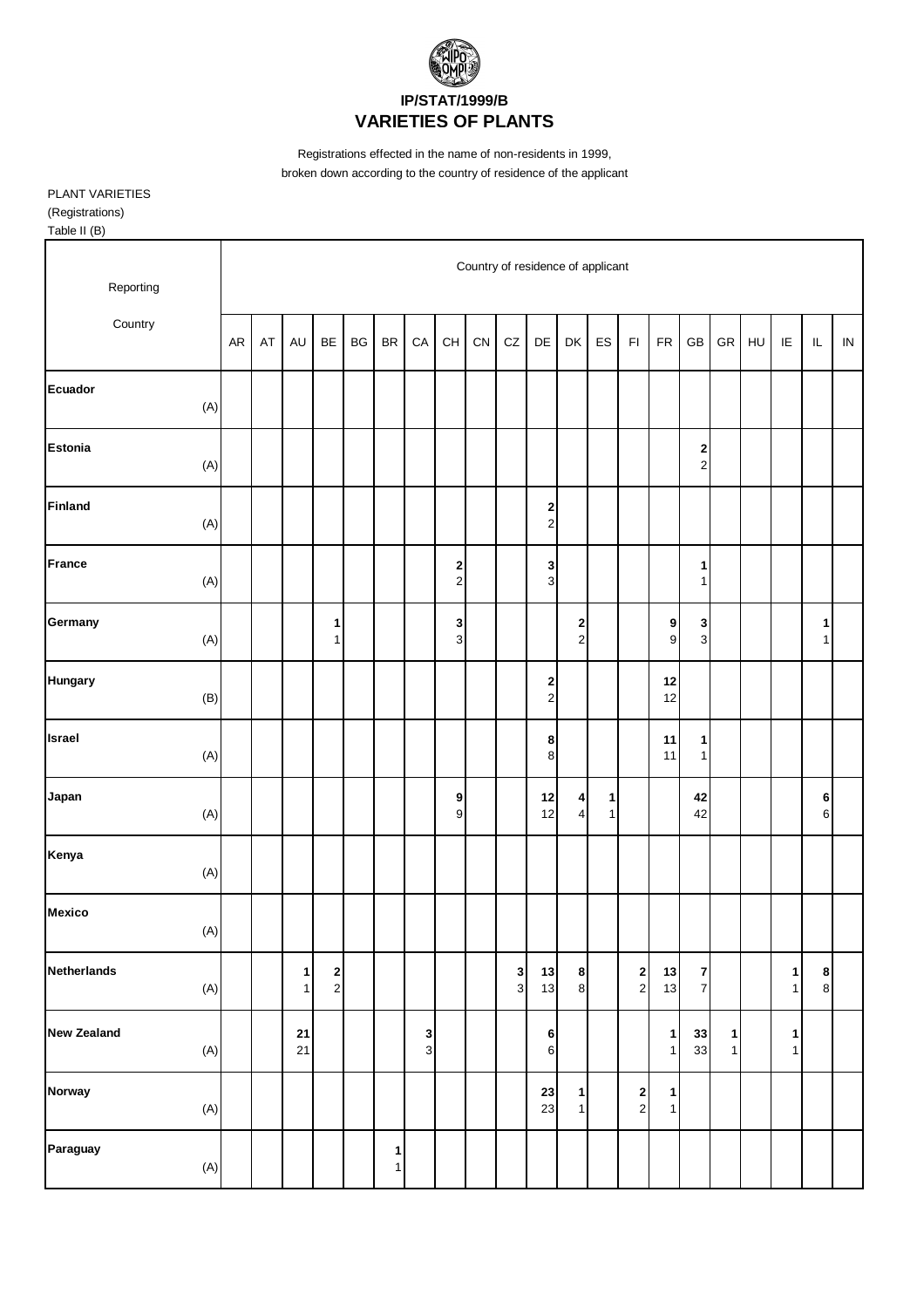IP/STAT/1999/B

# VARIETIES OF PLANTS

Registrations effected in the name of non-residents in 1999, broken down according to the country of residence of the applicant

PLANT VARIETIES
(Registrations)
Table II (B)

| Reporting Country | | Country of residence of applicant | | | | | | | | | | | | | | | | | | | | |
|---|---|---|---|---|---|---|---|---|---|---|---|---|---|---|---|---|---|---|---|---|---|---|
| | | AR | AT | AU | BE | BG | BR | CA | CH | CN | CZ | DE | DK | ES | FI | FR | GB | GR | HU | IE | IL | IN |
| **Ecuador** | (A) | | | | | | | | | | | | | | | | | | | | | |
| **Estonia** | (A) | | | | | | | | | | | | | | | | **2** 2 | | | | | |
| **Finland** | (A) | | | | | | | | | | | **2** 2 | | | | | | | | | | |
| **France** | (A) | | | | | | | | **2** 2 | | | **3** 3 | | | | | **1** 1 | | | | | |
| **Germany** | (A) | | | | **1** 1 | | | | **3** 3 | | | | **2** 2 | | | **9** 9 | **3** 3 | | | | **1** 1 | |
| **Hungary** | (B) | | | | | | | | | | | **2** 2 | | | | **12** 12 | | | | | | |
| **Israel** | (A) | | | | | | | | | | | **8** 8 | | | | **11** 11 | **1** 1 | | | | | |
| **Japan** | (A) | | | | | | | | **9** 9 | | | **12** 12 | **4** 4 | **1** 1 | | | **42** 42 | | | | **6** 6 | |
| **Kenya** | (A) | | | | | | | | | | | | | | | | | | | | | |
| **Mexico** | (A) | | | | | | | | | | | | | | | | | | | | | |
| **Netherlands** | (A) | | | **1** 1 | **2** 2 | | | | | | **3** 3 | **13** 13 | **8** 8 | | **2** 2 | **13** 13 | **7** 7 | | | **1** 1 | **8** 8 | |
| **New Zealand** | (A) | | | **21** 21 | | | | **3** 3 | | | | **6** 6 | | | | **1** 1 | **33** 33 | **1** 1 | | **1** 1 | | |
| **Norway** | (A) | | | | | | | | | | | **23** 23 | **1** 1 | | **2** 2 | **1** 1 | | | | | | |
| **Paraguay** | (A) | | | | | | **1** 1 | | | | | | | | | | | | | | | |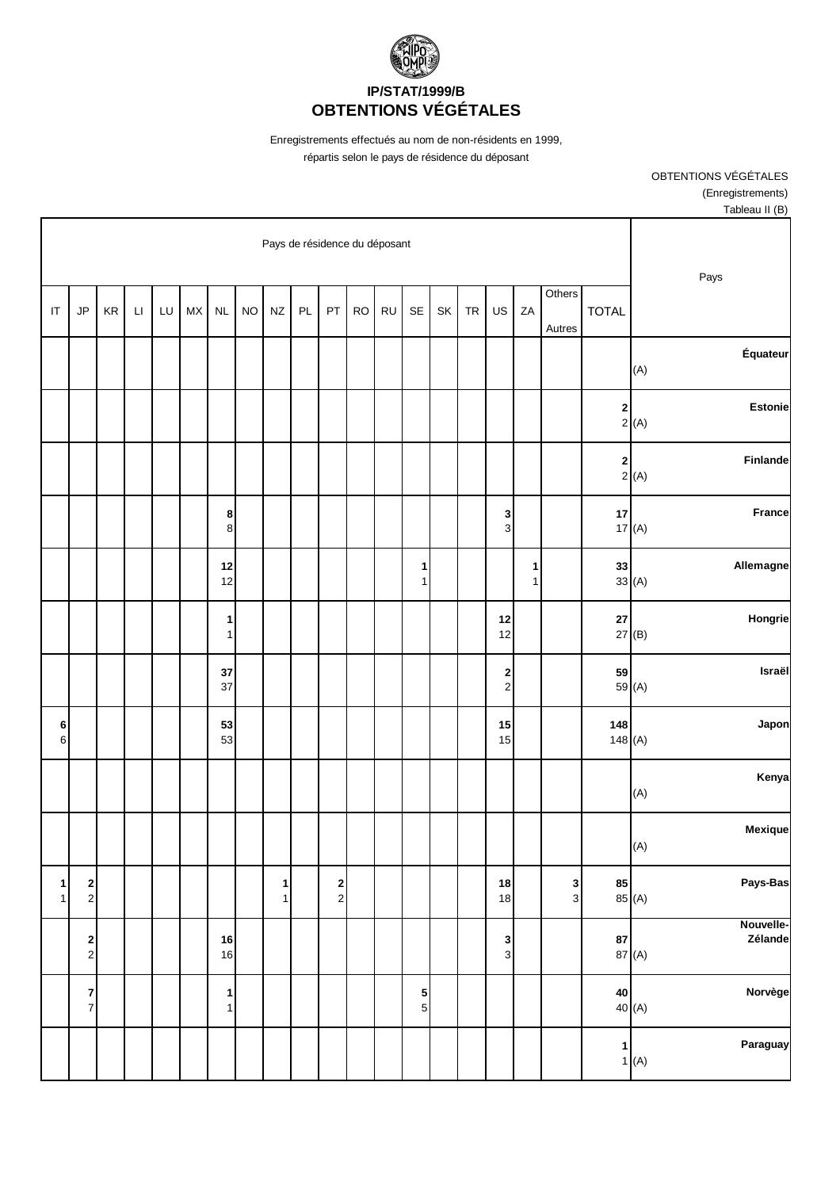# IP/STAT/1999/B
## OBTENTIONS VÉGÉTALES

Enregistrements effectués au nom de non-résidents en 1999, répartis selon le pays de résidence du déposant

OBTENTIONS VÉGÉTALES
(Enregistrements)
Tableau II (B)

| Pays de résidence du déposant | | | | | | | | | | | | | | | | | | | | Pays |
|---|---|---|---|---|---|---|---|---|---|---|---|---|---|---|---|---|---|---|---|---|
| IT | JP | KR | LI | LU | MX | NL | NO | NZ | PL | PT | RO | RU | SE | SK | TR | US | ZA | Others / Autres | TOTAL | |
| | | | | | | | | | | | | | | | | | | | | Équateur (A) |
| | | | | | | | | | | | | | | | | | | | **2** 2 | Estonie (A) |
| | | | | | | | | | | | | | | | | | | | **2** 2 | Finlande (A) |
| | | | | | | **8** 8 | | | | | | | | | | **3** 3 | | | **17** 17 | France (A) |
| | | | | | | **12** 12 | | | | | | | **1** 1 | | | | **1** 1 | | **33** 33 | Allemagne (A) |
| | | | | | | **1** 1 | | | | | | | | | | **12** 12 | | | **27** 27 | Hongrie (B) |
| | | | | | | **37** 37 | | | | | | | | | | **2** 2 | | | **59** 59 | Israël (A) |
| **6** 6 | | | | | | **53** 53 | | | | | | | | | | **15** 15 | | | **148** 148 | Japon (A) |
| | | | | | | | | | | | | | | | | | | | | Kenya (A) |
| | | | | | | | | | | | | | | | | | | | | Mexique (A) |
| **1** 1 | **2** 2 | | | | | | | **1** 1 | | **2** 2 | | | | | | **18** 18 | | **3** 3 | **85** 85 | Pays-Bas (A) |
| | **2** 2 | | | | | **16** 16 | | | | | | | | | | **3** 3 | | | **87** 87 | Nouvelle-Zélande (A) |
| | **7** 7 | | | | | **1** 1 | | | | | | | **5** 5 | | | | | | **40** 40 | Norvège (A) |
| | | | | | | | | | | | | | | | | | | | **1** 1 | Paraguay (A) |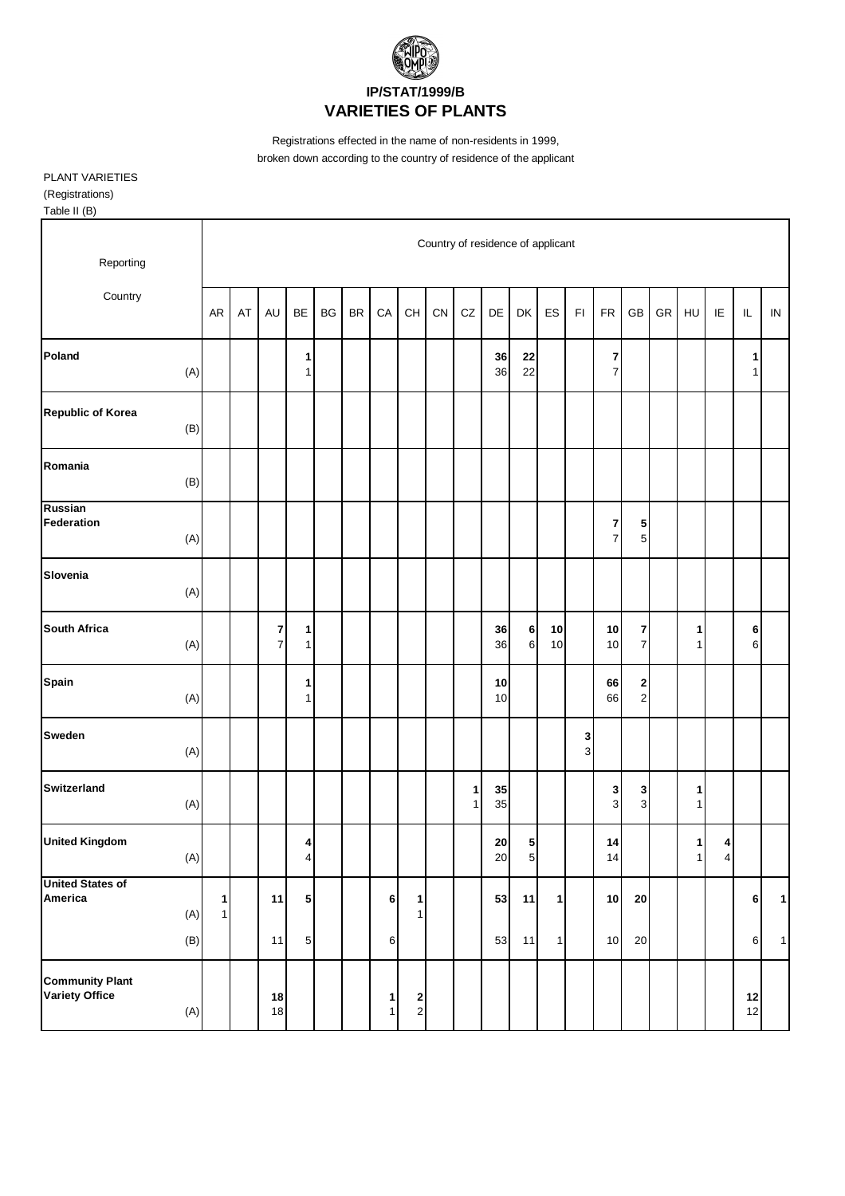# IP/STAT/1999/B

## VARIETIES OF PLANTS

Registrations effected in the name of non-residents in 1999,
broken down according to the country of residence of the applicant

PLANT VARIETIES
(Registrations)
Table II (B)

| Reporting Country | | Country of residence of applicant | | | | | | | | | | | | | | | | | | | | |
|---|---|---|---|---|---|---|---|---|---|---|---|---|---|---|---|---|---|---|---|---|---|---|
| | | AR | AT | AU | BE | BG | BR | CA | CH | CN | CZ | DE | DK | ES | FI | FR | GB | GR | HU | IE | IL | IN |
| **Poland** | | | | | **1** | | | | | | | **36** | **22** | | | **7** | | | | | **1** | |
| | (A) | | | | 1 | | | | | | | 36 | 22 | | | 7 | | | | | 1 | |
| **Republic of Korea** | (B) | | | | | | | | | | | | | | | | | | | | | |
| **Romania** | (B) | | | | | | | | | | | | | | | | | | | | | |
| **Russian Federation** | | | | | | | | | | | | | | | | **7** | **5** | | | | | |
| | (A) | | | | | | | | | | | | | | | 7 | 5 | | | | | |
| **Slovenia** | (A) | | | | | | | | | | | | | | | | | | | | | |
| **South Africa** | | | | **7** | **1** | | | | | | | **36** | **6** | **10** | | **10** | **7** | | **1** | | **6** | |
| | (A) | | | 7 | 1 | | | | | | | 36 | 6 | 10 | | 10 | 7 | | 1 | | 6 | |
| **Spain** | | | | | **1** | | | | | | | **10** | | | | **66** | **2** | | | | | |
| | (A) | | | | 1 | | | | | | | 10 | | | | 66 | 2 | | | | | |
| **Sweden** | | | | | | | | | | | | | | | **3** | | | | | | | |
| | (A) | | | | | | | | | | | | | | 3 | | | | | | | |
| **Switzerland** | | | | | | | | | | | **1** | **35** | | | | **3** | **3** | | **1** | | | |
| | (A) | | | | | | | | | | 1 | 35 | | | | 3 | 3 | | 1 | | | |
| **United Kingdom** | | | | | **4** | | | | | | | **20** | **5** | | | **14** | | | **1** | **4** | | |
| | (A) | | | | 4 | | | | | | | 20 | 5 | | | 14 | | | 1 | 4 | | |
| **United States of America** | | **1** | | **11** | **5** | | | **6** | **1** | | | **53** | **11** | **1** | | **10** | **20** | | | | **6** | **1** |
| | (A) | 1 | | | | | | | 1 | | | | | | | | | | | | | |
| | (B) | | | 11 | 5 | | | 6 | | | | 53 | 11 | 1 | | 10 | 20 | | | | 6 | 1 |
| **Community Plant Variety Office** | | | | **18** | | | | **1** | **2** | | | | | | | | | | | | **12** | |
| | (A) | | | 18 | | | | 1 | 2 | | | | | | | | | | | | 12 | |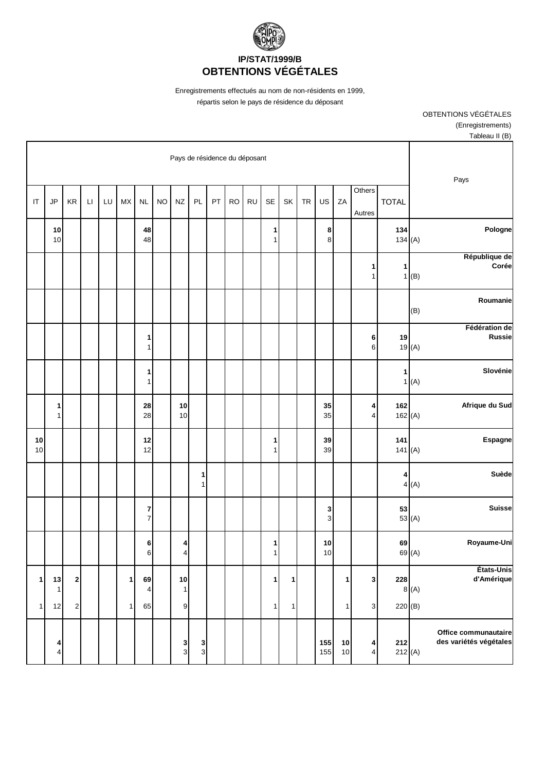**IP/STAT/1999/B**
# OBTENTIONS VÉGÉTALES

Enregistrements effectués au nom de non-résidents en 1999,
répartis selon le pays de résidence du déposant

OBTENTIONS VÉGÉTALES
(Enregistrements)
Tableau II (B)

| Pays de résidence du déposant | | | | | | | | | | | | | | | | | | | | Pays |
|---|---|---|---|---|---|---|---|---|---|---|---|---|---|---|---|---|---|---|---|---|
| IT | JP | KR | LI | LU | MX | NL | NO | NZ | PL | PT | RO | RU | SE | SK | TR | US | ZA | Others Autres | TOTAL | |
| | **10** | | | | | **48** | | | | | | | **1** | | | **8** | | | **134** | **Pologne** |
| | 10 | | | | | 48 | | | | | | | 1 | | | 8 | | | 134 | (A) |
| | | | | | | | | | | | | | | | | | | **1** | **1** | **République de Corée** |
| | | | | | | | | | | | | | | | | | | 1 | 1 | (B) |
| | | | | | | | | | | | | | | | | | | | | **Roumanie** |
| | | | | | | | | | | | | | | | | | | | | (B) |
| | | | | | | **1** | | | | | | | | | | | | **6** | **19** | **Fédération de Russie** |
| | | | | | | 1 | | | | | | | | | | | | 6 | 19 | (A) |
| | | | | | | **1** | | | | | | | | | | | | | **1** | **Slovénie** |
| | | | | | | 1 | | | | | | | | | | | | | 1 | (A) |
| | **1** | | | | | **28** | | **10** | | | | | | | | **35** | | **4** | **162** | **Afrique du Sud** |
| | 1 | | | | | 28 | | 10 | | | | | | | | 35 | | 4 | 162 | (A) |
| **10** | | | | | | **12** | | | | | | | **1** | | | **39** | | | **141** | **Espagne** |
| 10 | | | | | | 12 | | | | | | | 1 | | | 39 | | | 141 | (A) |
| | | | | | | | | | **1** | | | | | | | | | | **4** | **Suède** |
| | | | | | | | | | 1 | | | | | | | | | | 4 | (A) |
| | | | | | | **7** | | | | | | | | | | **3** | | | **53** | **Suisse** |
| | | | | | | 7 | | | | | | | | | | 3 | | | 53 | (A) |
| | | | | | | **6** | | **4** | | | | | **1** | | | **10** | | | **69** | **Royaume-Uni** |
| | | | | | | 6 | | 4 | | | | | 1 | | | 10 | | | 69 | (A) |
| **1** | **13** | **2** | | | **1** | **69** | | **10** | | | | | **1** | **1** | | | **1** | **3** | **228** | **États-Unis d'Amérique** |
| | 1 | | | | | 4 | | 1 | | | | | | | | | | | 8 | (A) |
| 1 | 12 | 2 | | | 1 | 65 | | 9 | | | | | 1 | 1 | | | 1 | 3 | 220 | (B) |
| | **4** | | | | | | | **3** | **3** | | | | | | | **155** | **10** | **4** | **212** | **Office communautaire des variétés végétales** |
| | 4 | | | | | | | 3 | 3 | | | | | | | 155 | 10 | 4 | 212 | (A) |